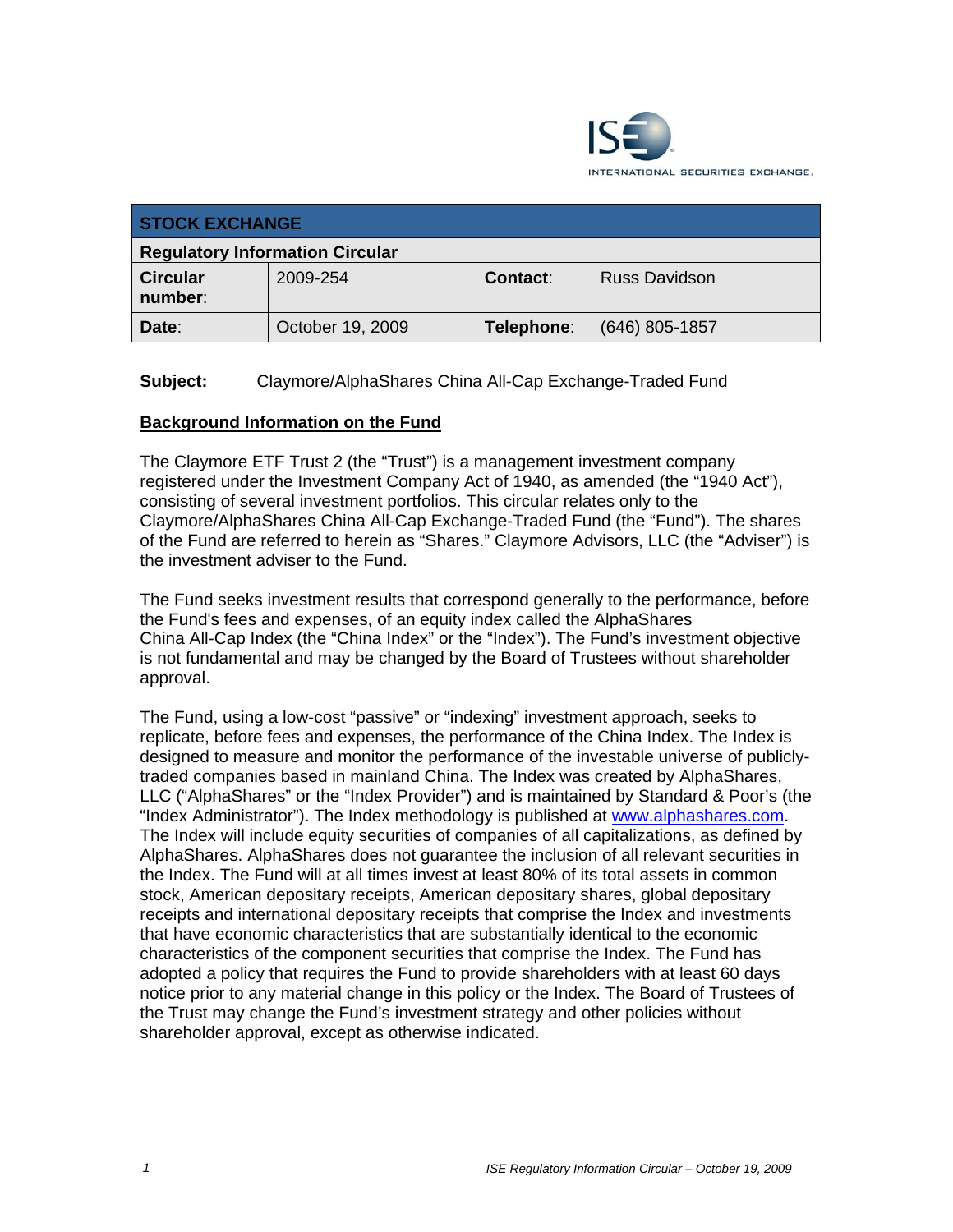INTERNATIONAL SECURITIES EXCHANGE.

| STOCK EXCHANGE | | | |
|---|---|---|---|
| **Regulatory Information Circular** | | | |
| **Circular number**: | 2009-254 | **Contact**: | Russ Davidson |
| **Date**: | October 19, 2009 | **Telephone**: | (646) 805-1857 |

**Subject:** Claymore/AlphaShares China All-Cap Exchange-Traded Fund

## Background Information on the Fund

The Claymore ETF Trust 2 (the "Trust") is a management investment company registered under the Investment Company Act of 1940, as amended (the "1940 Act"), consisting of several investment portfolios. This circular relates only to the Claymore/AlphaShares China All-Cap Exchange-Traded Fund (the "Fund"). The shares of the Fund are referred to herein as "Shares." Claymore Advisors, LLC (the "Adviser") is the investment adviser to the Fund.

The Fund seeks investment results that correspond generally to the performance, before the Fund's fees and expenses, of an equity index called the AlphaShares China All-Cap Index (the "China Index" or the "Index"). The Fund's investment objective is not fundamental and may be changed by the Board of Trustees without shareholder approval.

The Fund, using a low-cost "passive" or "indexing" investment approach, seeks to replicate, before fees and expenses, the performance of the China Index. The Index is designed to measure and monitor the performance of the investable universe of publicly-traded companies based in mainland China. The Index was created by AlphaShares, LLC ("AlphaShares" or the "Index Provider") and is maintained by Standard & Poor's (the "Index Administrator"). The Index methodology is published at www.alphashares.com. The Index will include equity securities of companies of all capitalizations, as defined by AlphaShares. AlphaShares does not guarantee the inclusion of all relevant securities in the Index. The Fund will at all times invest at least 80% of its total assets in common stock, American depositary receipts, American depositary shares, global depositary receipts and international depositary receipts that comprise the Index and investments that have economic characteristics that are substantially identical to the economic characteristics of the component securities that comprise the Index. The Fund has adopted a policy that requires the Fund to provide shareholders with at least 60 days notice prior to any material change in this policy or the Index. The Board of Trustees of the Trust may change the Fund's investment strategy and other policies without shareholder approval, except as otherwise indicated.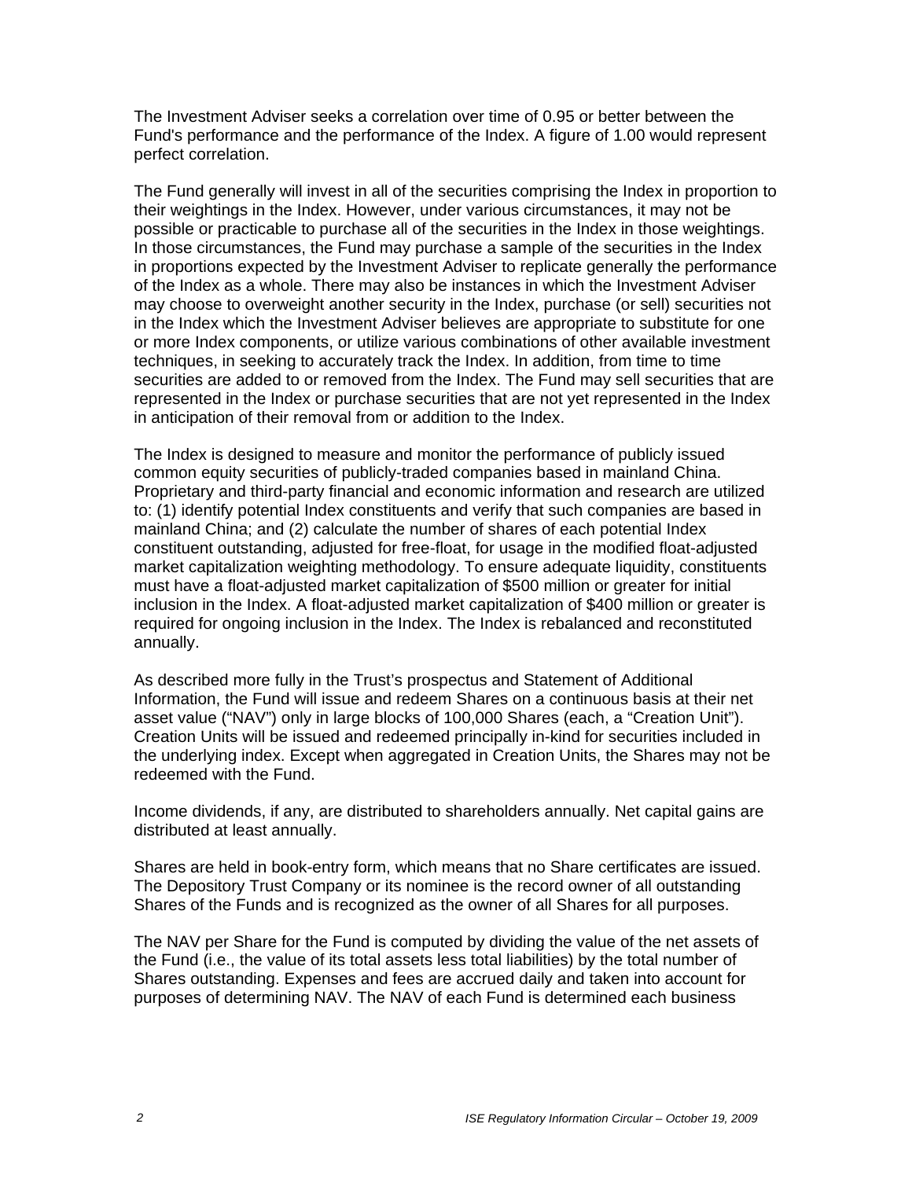The Investment Adviser seeks a correlation over time of 0.95 or better between the Fund's performance and the performance of the Index. A figure of 1.00 would represent perfect correlation.

The Fund generally will invest in all of the securities comprising the Index in proportion to their weightings in the Index. However, under various circumstances, it may not be possible or practicable to purchase all of the securities in the Index in those weightings. In those circumstances, the Fund may purchase a sample of the securities in the Index in proportions expected by the Investment Adviser to replicate generally the performance of the Index as a whole. There may also be instances in which the Investment Adviser may choose to overweight another security in the Index, purchase (or sell) securities not in the Index which the Investment Adviser believes are appropriate to substitute for one or more Index components, or utilize various combinations of other available investment techniques, in seeking to accurately track the Index. In addition, from time to time securities are added to or removed from the Index. The Fund may sell securities that are represented in the Index or purchase securities that are not yet represented in the Index in anticipation of their removal from or addition to the Index.

The Index is designed to measure and monitor the performance of publicly issued common equity securities of publicly-traded companies based in mainland China. Proprietary and third-party financial and economic information and research are utilized to: (1) identify potential Index constituents and verify that such companies are based in mainland China; and (2) calculate the number of shares of each potential Index constituent outstanding, adjusted for free-float, for usage in the modified float-adjusted market capitalization weighting methodology. To ensure adequate liquidity, constituents must have a float-adjusted market capitalization of $500 million or greater for initial inclusion in the Index. A float-adjusted market capitalization of $400 million or greater is required for ongoing inclusion in the Index. The Index is rebalanced and reconstituted annually.

As described more fully in the Trust's prospectus and Statement of Additional Information, the Fund will issue and redeem Shares on a continuous basis at their net asset value ("NAV") only in large blocks of 100,000 Shares (each, a "Creation Unit"). Creation Units will be issued and redeemed principally in-kind for securities included in the underlying index. Except when aggregated in Creation Units, the Shares may not be redeemed with the Fund.

Income dividends, if any, are distributed to shareholders annually. Net capital gains are distributed at least annually.

Shares are held in book-entry form, which means that no Share certificates are issued. The Depository Trust Company or its nominee is the record owner of all outstanding Shares of the Funds and is recognized as the owner of all Shares for all purposes.

The NAV per Share for the Fund is computed by dividing the value of the net assets of the Fund (i.e., the value of its total assets less total liabilities) by the total number of Shares outstanding. Expenses and fees are accrued daily and taken into account for purposes of determining NAV. The NAV of each Fund is determined each business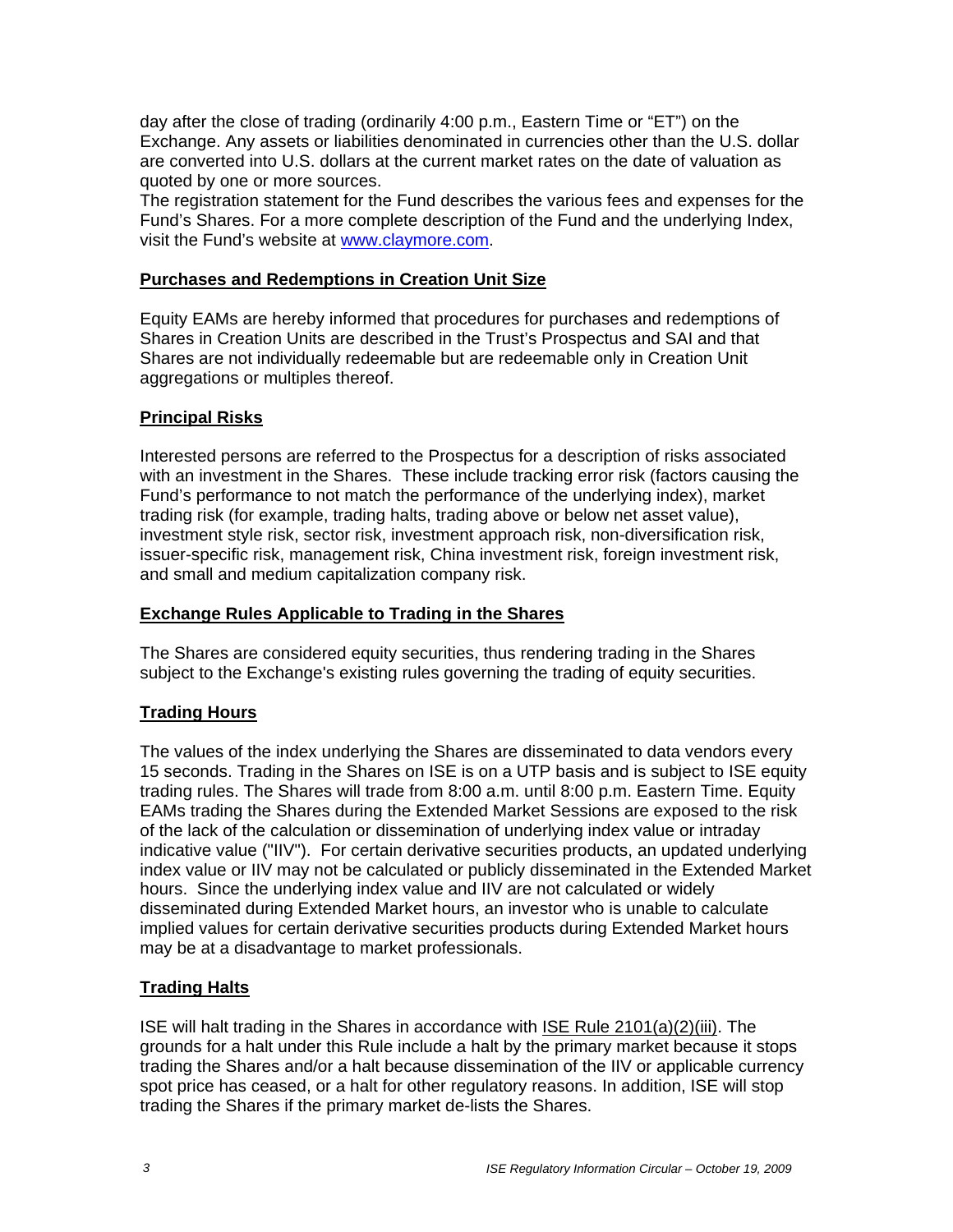day after the close of trading (ordinarily 4:00 p.m., Eastern Time or "ET") on the Exchange. Any assets or liabilities denominated in currencies other than the U.S. dollar are converted into U.S. dollars at the current market rates on the date of valuation as quoted by one or more sources.
The registration statement for the Fund describes the various fees and expenses for the Fund's Shares. For a more complete description of the Fund and the underlying Index, visit the Fund's website at www.claymore.com.

## Purchases and Redemptions in Creation Unit Size

Equity EAMs are hereby informed that procedures for purchases and redemptions of Shares in Creation Units are described in the Trust's Prospectus and SAI and that Shares are not individually redeemable but are redeemable only in Creation Unit aggregations or multiples thereof.

## Principal Risks

Interested persons are referred to the Prospectus for a description of risks associated with an investment in the Shares. These include tracking error risk (factors causing the Fund's performance to not match the performance of the underlying index), market trading risk (for example, trading halts, trading above or below net asset value), investment style risk, sector risk, investment approach risk, non-diversification risk, issuer-specific risk, management risk, China investment risk, foreign investment risk, and small and medium capitalization company risk.

## Exchange Rules Applicable to Trading in the Shares

The Shares are considered equity securities, thus rendering trading in the Shares subject to the Exchange's existing rules governing the trading of equity securities.

## Trading Hours

The values of the index underlying the Shares are disseminated to data vendors every 15 seconds. Trading in the Shares on ISE is on a UTP basis and is subject to ISE equity trading rules. The Shares will trade from 8:00 a.m. until 8:00 p.m. Eastern Time. Equity EAMs trading the Shares during the Extended Market Sessions are exposed to the risk of the lack of the calculation or dissemination of underlying index value or intraday indicative value ("IIV"). For certain derivative securities products, an updated underlying index value or IIV may not be calculated or publicly disseminated in the Extended Market hours. Since the underlying index value and IIV are not calculated or widely disseminated during Extended Market hours, an investor who is unable to calculate implied values for certain derivative securities products during Extended Market hours may be at a disadvantage to market professionals.

## Trading Halts

ISE will halt trading in the Shares in accordance with ISE Rule 2101(a)(2)(iii). The grounds for a halt under this Rule include a halt by the primary market because it stops trading the Shares and/or a halt because dissemination of the IIV or applicable currency spot price has ceased, or a halt for other regulatory reasons. In addition, ISE will stop trading the Shares if the primary market de-lists the Shares.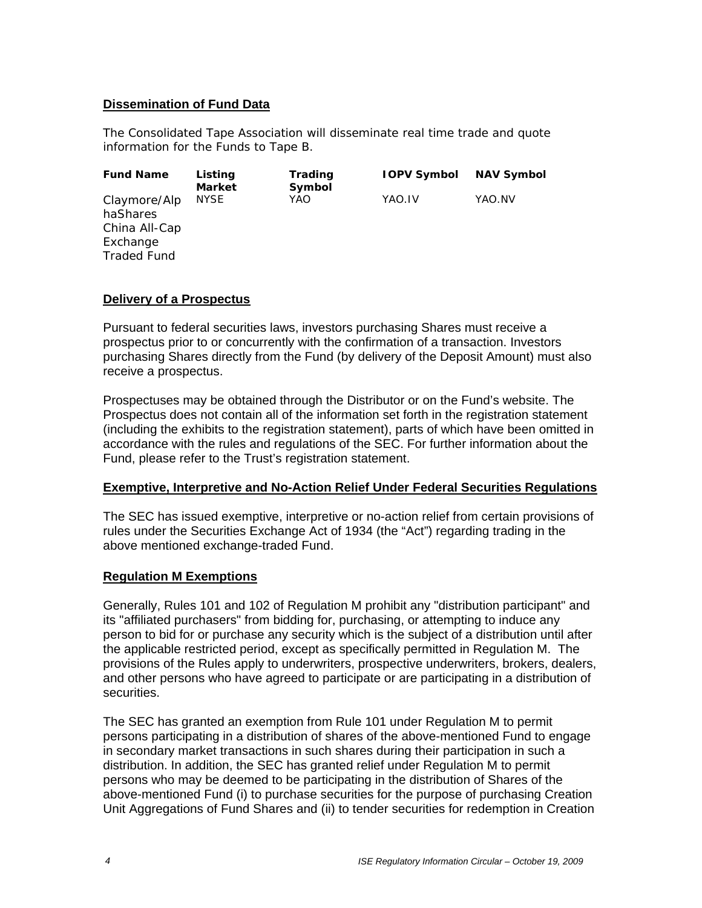## Dissemination of Fund Data

The Consolidated Tape Association will disseminate real time trade and quote information for the Funds to Tape B.

| Fund Name | Listing Market | Trading Symbol | IOPV Symbol | NAV Symbol |
|---|---|---|---|---|
| Claymore/AlphaShares China All-Cap Exchange Traded Fund | NYSE | YAO | YAO.IV | YAO.NV |

## Delivery of a Prospectus

Pursuant to federal securities laws, investors purchasing Shares must receive a prospectus prior to or concurrently with the confirmation of a transaction. Investors purchasing Shares directly from the Fund (by delivery of the Deposit Amount) must also receive a prospectus.

Prospectuses may be obtained through the Distributor or on the Fund's website. The Prospectus does not contain all of the information set forth in the registration statement (including the exhibits to the registration statement), parts of which have been omitted in accordance with the rules and regulations of the SEC. For further information about the Fund, please refer to the Trust's registration statement.

## Exemptive, Interpretive and No-Action Relief Under Federal Securities Regulations

The SEC has issued exemptive, interpretive or no-action relief from certain provisions of rules under the Securities Exchange Act of 1934 (the "Act") regarding trading in the above mentioned exchange-traded Fund.

## Regulation M Exemptions

Generally, Rules 101 and 102 of Regulation M prohibit any "distribution participant" and its "affiliated purchasers" from bidding for, purchasing, or attempting to induce any person to bid for or purchase any security which is the subject of a distribution until after the applicable restricted period, except as specifically permitted in Regulation M. The provisions of the Rules apply to underwriters, prospective underwriters, brokers, dealers, and other persons who have agreed to participate or are participating in a distribution of securities.

The SEC has granted an exemption from Rule 101 under Regulation M to permit persons participating in a distribution of shares of the above-mentioned Fund to engage in secondary market transactions in such shares during their participation in such a distribution. In addition, the SEC has granted relief under Regulation M to permit persons who may be deemed to be participating in the distribution of Shares of the above-mentioned Fund (i) to purchase securities for the purpose of purchasing Creation Unit Aggregations of Fund Shares and (ii) to tender securities for redemption in Creation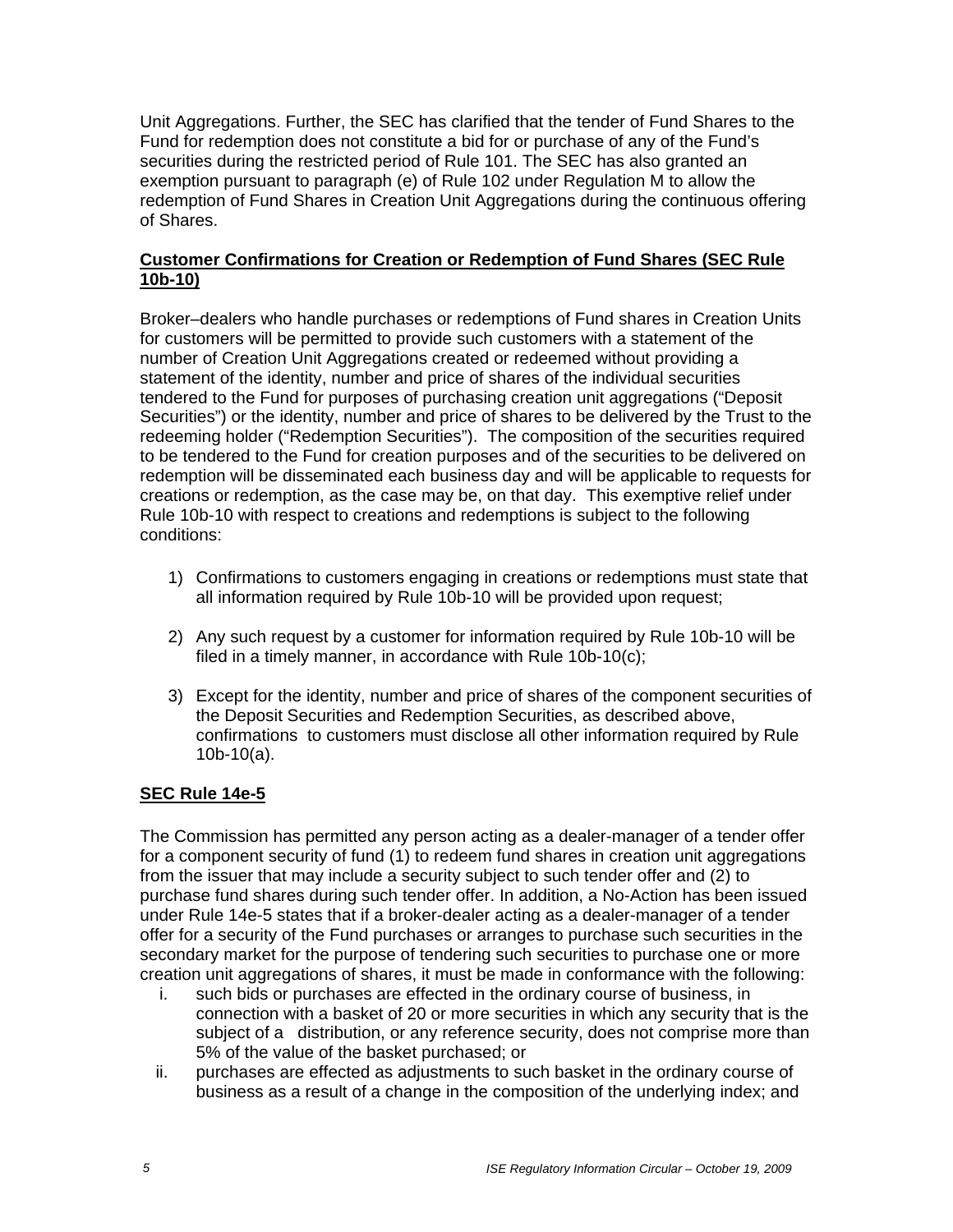Unit Aggregations. Further, the SEC has clarified that the tender of Fund Shares to the Fund for redemption does not constitute a bid for or purchase of any of the Fund's securities during the restricted period of Rule 101. The SEC has also granted an exemption pursuant to paragraph (e) of Rule 102 under Regulation M to allow the redemption of Fund Shares in Creation Unit Aggregations during the continuous offering of Shares.

**Customer Confirmations for Creation or Redemption of Fund Shares (SEC Rule 10b-10)**

Broker–dealers who handle purchases or redemptions of Fund shares in Creation Units for customers will be permitted to provide such customers with a statement of the number of Creation Unit Aggregations created or redeemed without providing a statement of the identity, number and price of shares of the individual securities tendered to the Fund for purposes of purchasing creation unit aggregations ("Deposit Securities") or the identity, number and price of shares to be delivered by the Trust to the redeeming holder ("Redemption Securities"). The composition of the securities required to be tendered to the Fund for creation purposes and of the securities to be delivered on redemption will be disseminated each business day and will be applicable to requests for creations or redemption, as the case may be, on that day. This exemptive relief under Rule 10b-10 with respect to creations and redemptions is subject to the following conditions:

1) Confirmations to customers engaging in creations or redemptions must state that all information required by Rule 10b-10 will be provided upon request;

2) Any such request by a customer for information required by Rule 10b-10 will be filed in a timely manner, in accordance with Rule 10b-10(c);

3) Except for the identity, number and price of shares of the component securities of the Deposit Securities and Redemption Securities, as described above, confirmations to customers must disclose all other information required by Rule 10b-10(a).

**SEC Rule 14e-5**

The Commission has permitted any person acting as a dealer-manager of a tender offer for a component security of fund (1) to redeem fund shares in creation unit aggregations from the issuer that may include a security subject to such tender offer and (2) to purchase fund shares during such tender offer. In addition, a No-Action has been issued under Rule 14e-5 states that if a broker-dealer acting as a dealer-manager of a tender offer for a security of the Fund purchases or arranges to purchase such securities in the secondary market for the purpose of tendering such securities to purchase one or more creation unit aggregations of shares, it must be made in conformance with the following:

i. such bids or purchases are effected in the ordinary course of business, in connection with a basket of 20 or more securities in which any security that is the subject of a distribution, or any reference security, does not comprise more than 5% of the value of the basket purchased; or
ii. purchases are effected as adjustments to such basket in the ordinary course of business as a result of a change in the composition of the underlying index; and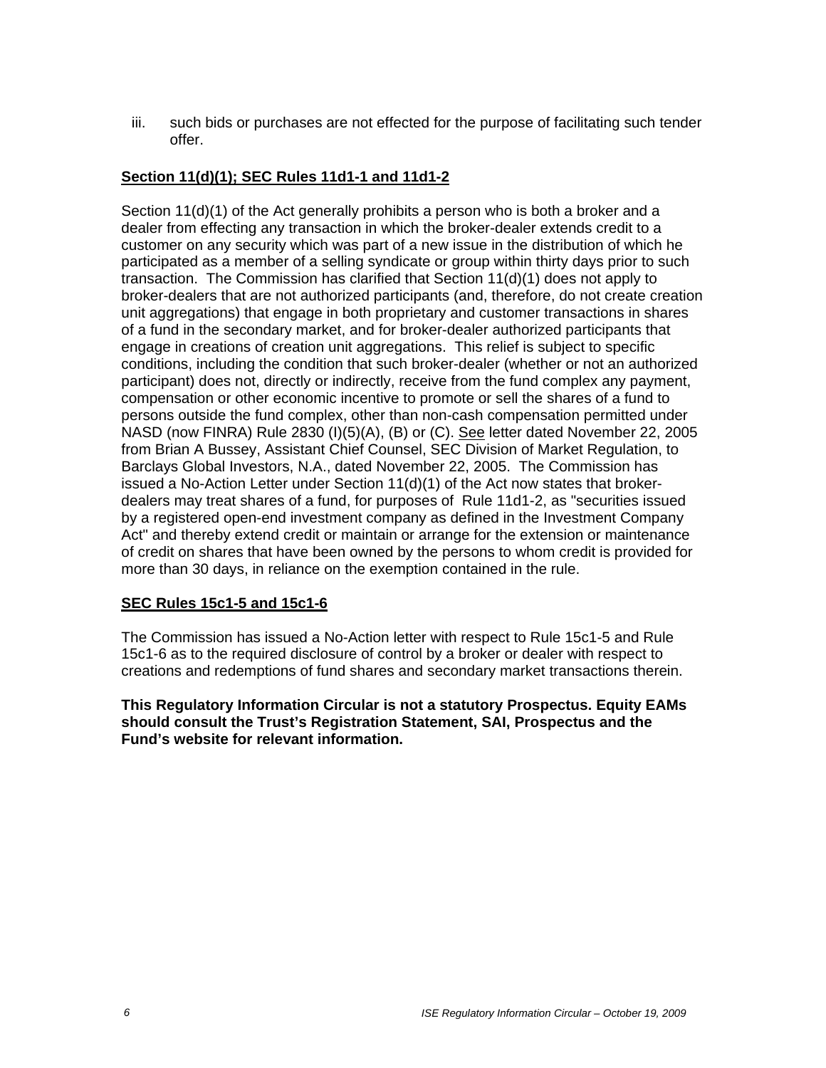iii. such bids or purchases are not effected for the purpose of facilitating such tender offer.

**Section 11(d)(1); SEC Rules 11d1-1 and 11d1-2**

Section 11(d)(1) of the Act generally prohibits a person who is both a broker and a dealer from effecting any transaction in which the broker-dealer extends credit to a customer on any security which was part of a new issue in the distribution of which he participated as a member of a selling syndicate or group within thirty days prior to such transaction. The Commission has clarified that Section 11(d)(1) does not apply to broker-dealers that are not authorized participants (and, therefore, do not create creation unit aggregations) that engage in both proprietary and customer transactions in shares of a fund in the secondary market, and for broker-dealer authorized participants that engage in creations of creation unit aggregations. This relief is subject to specific conditions, including the condition that such broker-dealer (whether or not an authorized participant) does not, directly or indirectly, receive from the fund complex any payment, compensation or other economic incentive to promote or sell the shares of a fund to persons outside the fund complex, other than non-cash compensation permitted under NASD (now FINRA) Rule 2830 (I)(5)(A), (B) or (C). See letter dated November 22, 2005 from Brian A Bussey, Assistant Chief Counsel, SEC Division of Market Regulation, to Barclays Global Investors, N.A., dated November 22, 2005. The Commission has issued a No-Action Letter under Section 11(d)(1) of the Act now states that broker-dealers may treat shares of a fund, for purposes of Rule 11d1-2, as "securities issued by a registered open-end investment company as defined in the Investment Company Act" and thereby extend credit or maintain or arrange for the extension or maintenance of credit on shares that have been owned by the persons to whom credit is provided for more than 30 days, in reliance on the exemption contained in the rule.

**SEC Rules 15c1-5 and 15c1-6**

The Commission has issued a No-Action letter with respect to Rule 15c1-5 and Rule 15c1-6 as to the required disclosure of control by a broker or dealer with respect to creations and redemptions of fund shares and secondary market transactions therein.

**This Regulatory Information Circular is not a statutory Prospectus. Equity EAMs should consult the Trust's Registration Statement, SAI, Prospectus and the Fund's website for relevant information.**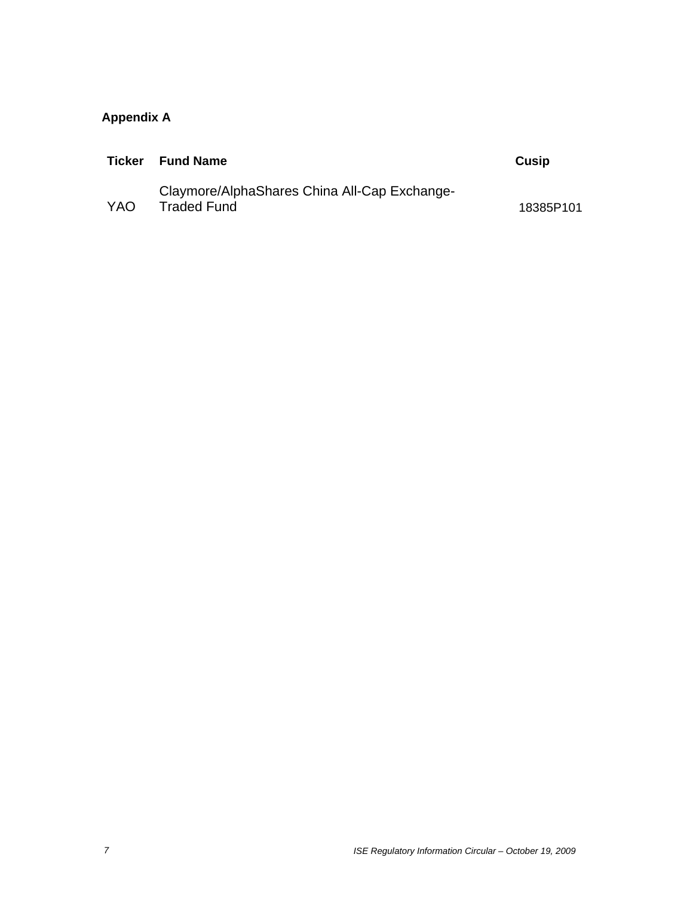## Appendix A

| Ticker | Fund Name | Cusip |
|---|---|---|
| YAO | Claymore/AlphaShares China All-Cap Exchange-Traded Fund | 18385P101 |